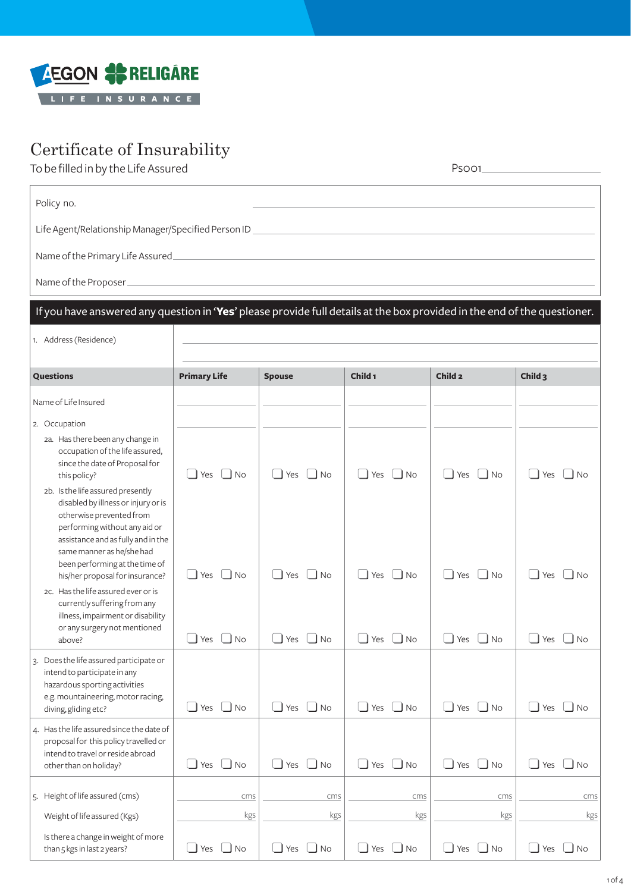AEGON RELIGARE
LIFE INSURANCE

# Certificate of Insurability

To be filled in by the Life Assured

PS001 ____________________

Policy no. ____________________

Life Agent/Relationship Manager/Specified Person ID ____________________

Name of the Primary Life Assured ____________________

Name of the Proposer ____________________

**If you have answered any question in '*Yes*' please provide full details at the box provided in the end of the questioner.**

1. Address (Residence) ____________________

| Questions | Primary Life | Spouse | Child 1 | Child 2 | Child 3 |
|---|---|---|---|---|---|
| Name of Life Insured | | | | | |
| 2. Occupation | | | | | |
| 2a. Has there been any change in occupation of the life assured, since the date of Proposal for this policy? | ☐ Yes ☐ No | ☐ Yes ☐ No | ☐ Yes ☐ No | ☐ Yes ☐ No | ☐ Yes ☐ No |
| 2b. Is the life assured presently disabled by illness or injury or is otherwise prevented from performing without any aid or assistance and as fully and in the same manner as he/she had been performing at the time of his/her proposal for insurance? | ☐ Yes ☐ No | ☐ Yes ☐ No | ☐ Yes ☐ No | ☐ Yes ☐ No | ☐ Yes ☐ No |
| 2c. Has the life assured ever or is currently suffering from any illness, impairment or disability or any surgery not mentioned above? | ☐ Yes ☐ No | ☐ Yes ☐ No | ☐ Yes ☐ No | ☐ Yes ☐ No | ☐ Yes ☐ No |
| 3. Does the life assured participate or intend to participate in any hazardous sporting activities e.g. mountaineering, motor racing, diving, gliding etc? | ☐ Yes ☐ No | ☐ Yes ☐ No | ☐ Yes ☐ No | ☐ Yes ☐ No | ☐ Yes ☐ No |
| 4. Has the life assured since the date of proposal for this policy travelled or intend to travel or reside abroad other than on holiday? | ☐ Yes ☐ No | ☐ Yes ☐ No | ☐ Yes ☐ No | ☐ Yes ☐ No | ☐ Yes ☐ No |
| 5. Height of life assured (cms) | cms | cms | cms | cms | cms |
| Weight of life assured (Kgs) | kgs | kgs | kgs | kgs | kgs |
| Is there a change in weight of more than 5 kgs in last 2 years? | ☐ Yes ☐ No | ☐ Yes ☐ No | ☐ Yes ☐ No | ☐ Yes ☐ No | ☐ Yes ☐ No |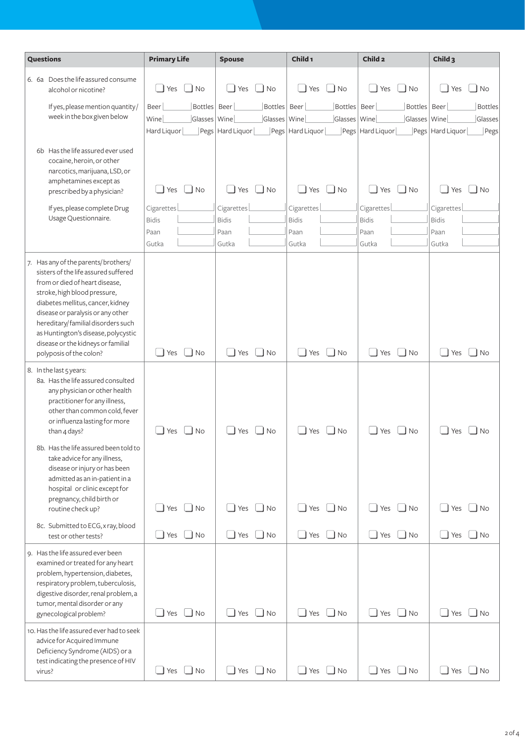| Questions | Primary Life | Spouse | Child 1 | Child 2 | Child 3 |
|---|---|---|---|---|---|
| 6. 6a Does the life assured consume alcohol or nicotine? | ☐ Yes ☐ No | ☐ Yes ☐ No | ☐ Yes ☐ No | ☐ Yes ☐ No | ☐ Yes ☐ No |
| If yes, please mention quantity/week in the box given below | Beer ____ Bottles<br>Wine ____ Glasses<br>Hard Liquor ____ Pegs | Beer ____ Bottles<br>Wine ____ Glasses<br>Hard Liquor ____ Pegs | Beer ____ Bottles<br>Wine ____ Glasses<br>Hard Liquor ____ Pegs | Beer ____ Bottles<br>Wine ____ Glasses<br>Hard Liquor ____ Pegs | Beer ____ Bottles<br>Wine ____ Glasses<br>Hard Liquor ____ Pegs |
| 6b Has the life assured ever used cocaine, heroin, or other narcotics, marijuana, LSD, or amphetamines except as prescribed by a physician? | ☐ Yes ☐ No | ☐ Yes ☐ No | ☐ Yes ☐ No | ☐ Yes ☐ No | ☐ Yes ☐ No |
| If yes, please complete Drug Usage Questionnaire. | Cigarettes ____<br>Bidis ____<br>Paan ____<br>Gutka ____ | Cigarettes ____<br>Bidis ____<br>Paan ____<br>Gutka ____ | Cigarettes ____<br>Bidis ____<br>Paan ____<br>Gutka ____ | Cigarettes ____<br>Bidis ____<br>Paan ____<br>Gutka ____ | Cigarettes ____<br>Bidis ____<br>Paan ____<br>Gutka ____ |
| 7. Has any of the parents/brothers/sisters of the life assured suffered from or died of heart disease, stroke, high blood pressure, diabetes mellitus, cancer, kidney disease or paralysis or any other hereditary/familial disorders such as Huntington's disease, polycystic disease or the kidneys or familial polyposis of the colon? | ☐ Yes ☐ No | ☐ Yes ☐ No | ☐ Yes ☐ No | ☐ Yes ☐ No | ☐ Yes ☐ No |
| 8. In the last 5 years:<br>8a. Has the life assured consulted any physician or other health practitioner for any illness, other than common cold, fever or influenza lasting for more than 4 days? | ☐ Yes ☐ No | ☐ Yes ☐ No | ☐ Yes ☐ No | ☐ Yes ☐ No | ☐ Yes ☐ No |
| 8b. Has the life assured been told to take advice for any illness, disease or injury or has been admitted as an in-patient in a hospital or clinic except for pregnancy, child birth or routine check up? | ☐ Yes ☐ No | ☐ Yes ☐ No | ☐ Yes ☐ No | ☐ Yes ☐ No | ☐ Yes ☐ No |
| 8c. Submitted to ECG, x ray, blood test or other tests? | ☐ Yes ☐ No | ☐ Yes ☐ No | ☐ Yes ☐ No | ☐ Yes ☐ No | ☐ Yes ☐ No |
| 9. Has the life assured ever been examined or treated for any heart problem, hypertension, diabetes, respiratory problem, tuberculosis, digestive disorder, renal problem, a tumor, mental disorder or any gynecological problem? | ☐ Yes ☐ No | ☐ Yes ☐ No | ☐ Yes ☐ No | ☐ Yes ☐ No | ☐ Yes ☐ No |
| 10. Has the life assured ever had to seek advice for Acquired Immune Deficiency Syndrome (AIDS) or a test indicating the presence of HIV virus? | ☐ Yes ☐ No | ☐ Yes ☐ No | ☐ Yes ☐ No | ☐ Yes ☐ No | ☐ Yes ☐ No |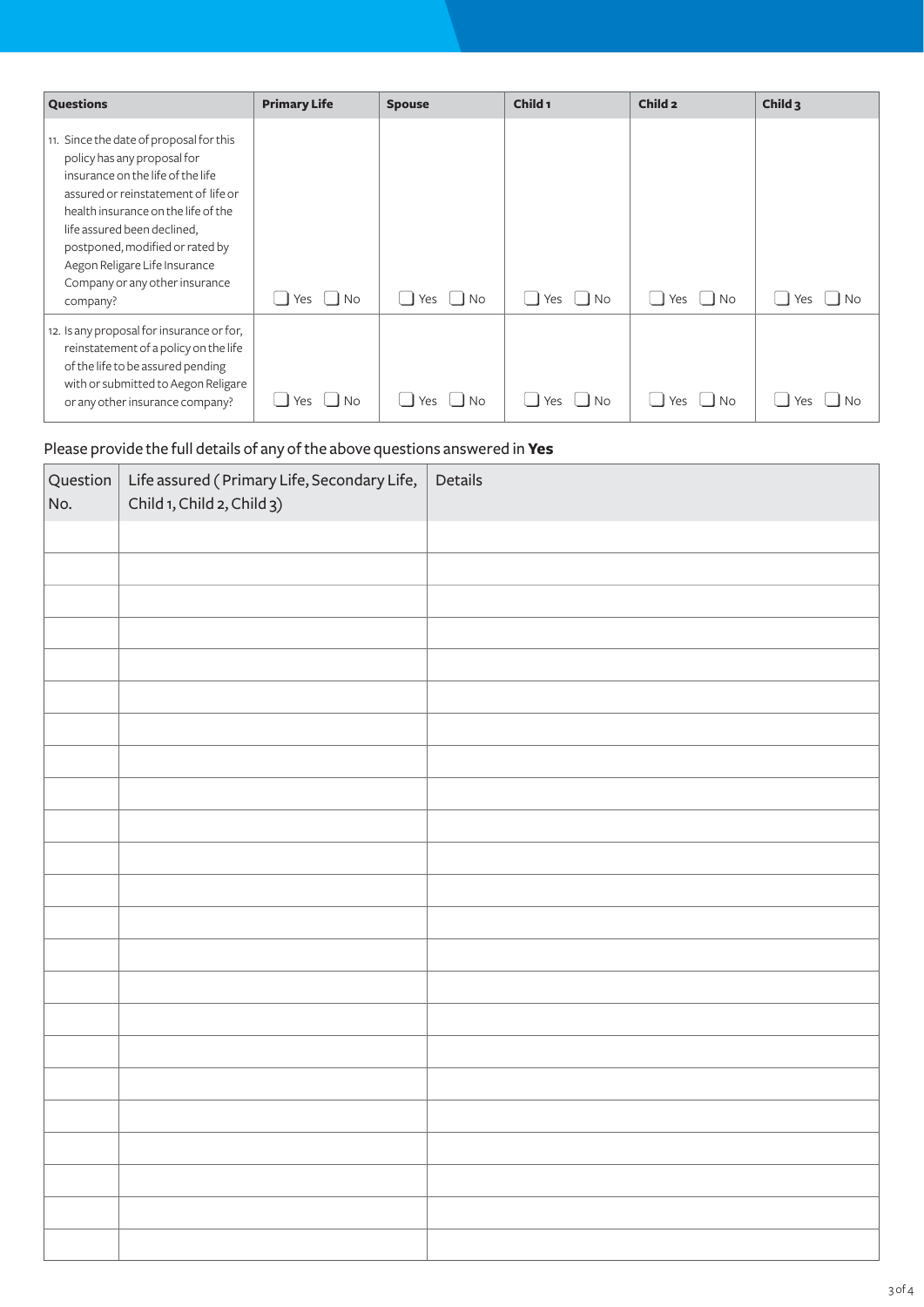| Questions | Primary Life | Spouse | Child 1 | Child 2 | Child 3 |
|---|---|---|---|---|---|
| 11. Since the date of proposal for this policy has any proposal for insurance on the life of the life assured or reinstatement of life or health insurance on the life of the life assured been declined, postponed, modified or rated by Aegon Religare Life Insurance Company or any other insurance company? | ☐ Yes ☐ No | ☐ Yes ☐ No | ☐ Yes ☐ No | ☐ Yes ☐ No | ☐ Yes ☐ No |
| 12. Is any proposal for insurance or for, reinstatement of a policy on the life of the life to be assured pending with or submitted to Aegon Religare or any other insurance company? | ☐ Yes ☐ No | ☐ Yes ☐ No | ☐ Yes ☐ No | ☐ Yes ☐ No | ☐ Yes ☐ No |

Please provide the full details of any of the above questions answered in **Yes**

| Question No. | Life assured ( Primary Life, Secondary Life, Child 1, Child 2, Child 3) | Details |
|---|---|---|
| | | |
| | | |
| | | |
| | | |
| | | |
| | | |
| | | |
| | | |
| | | |
| | | |
| | | |
| | | |
| | | |
| | | |
| | | |
| | | |
| | | |
| | | |
| | | |
| | | |
| | | |
| | | |
| | | |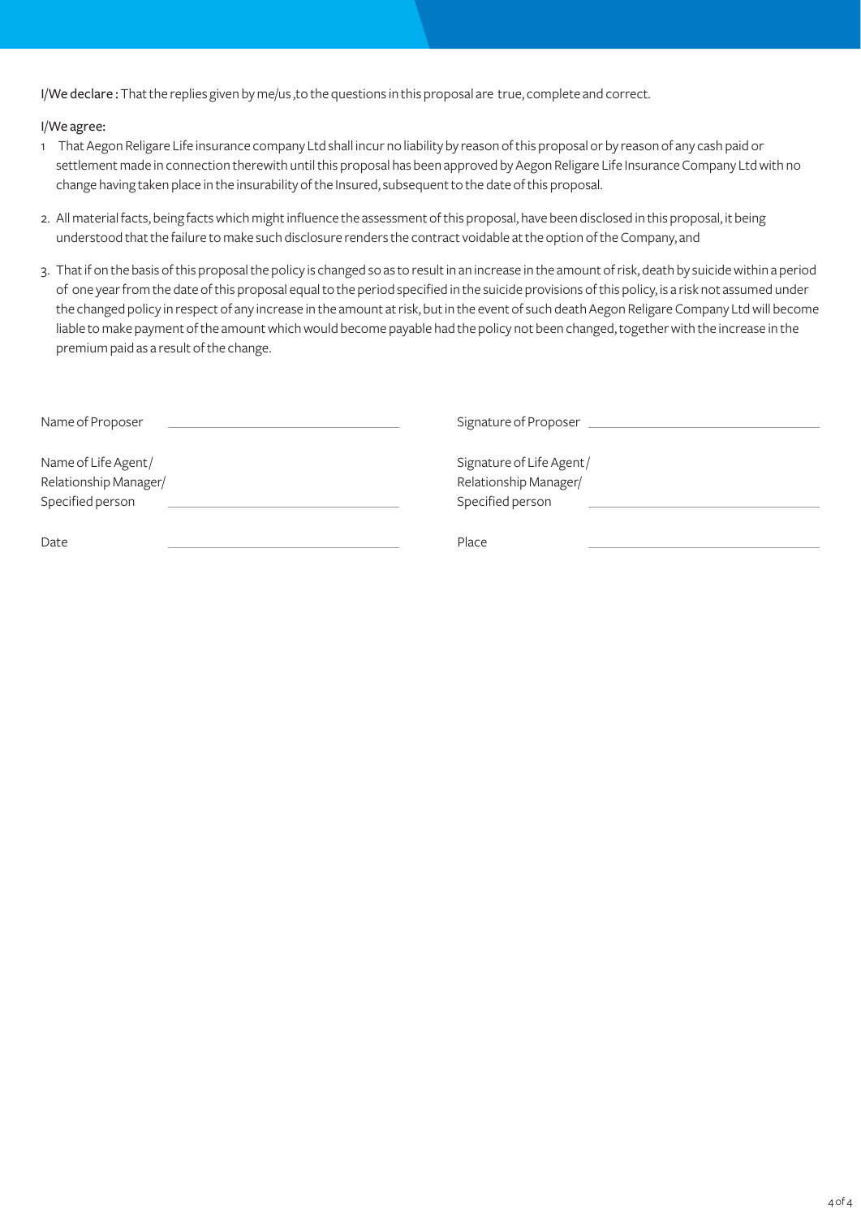**I/We declare :** That the replies given by me/us ,to the questions in this proposal are true, complete and correct.

I/We agree:

1 That Aegon Religare Life insurance company Ltd shall incur no liability by reason of this proposal or by reason of any cash paid or settlement made in connection therewith until this proposal has been approved by Aegon Religare Life Insurance Company Ltd with no change having taken place in the insurability of the Insured, subsequent to the date of this proposal.

2. All material facts, being facts which might influence the assessment of this proposal, have been disclosed in this proposal, it being understood that the failure to make such disclosure renders the contract voidable at the option of the Company, and

3. That if on the basis of this proposal the policy is changed so as to result in an increase in the amount of risk, death by suicide within a period of one year from the date of this proposal equal to the period specified in the suicide provisions of this policy, is a risk not assumed under the changed policy in respect of any increase in the amount at risk, but in the event of such death Aegon Religare Company Ltd will become liable to make payment of the amount which would become payable had the policy not been changed, together with the increase in the premium paid as a result of the change.

Name of Proposer \_\_\_\_\_\_\_\_\_\_\_\_\_\_\_\_\_\_\_\_

Signature of Proposer \_\_\_\_\_\_\_\_\_\_\_\_\_\_\_\_\_\_\_\_

Name of Life Agent / Relationship Manager/ Specified person \_\_\_\_\_\_\_\_\_\_\_\_\_\_\_\_\_\_\_\_

Signature of Life Agent / Relationship Manager/ Specified person \_\_\_\_\_\_\_\_\_\_\_\_\_\_\_\_\_\_\_\_

Date \_\_\_\_\_\_\_\_\_\_\_\_\_\_\_\_\_\_\_\_

Place \_\_\_\_\_\_\_\_\_\_\_\_\_\_\_\_\_\_\_\_